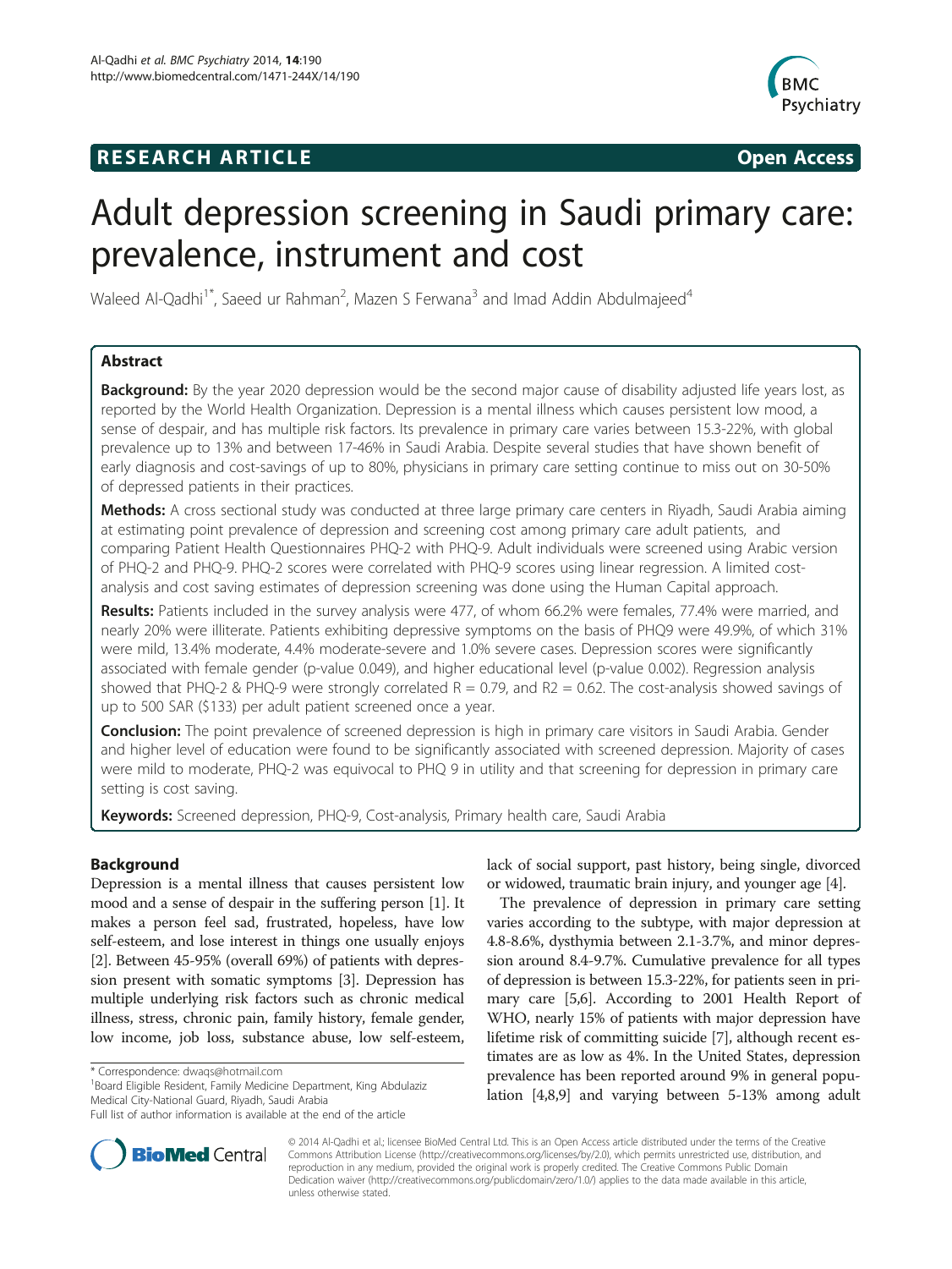**RESEARCH ARTICLE** **Open Access**

# Adult depression screening in Saudi primary care: prevalence, instrument and cost

Waleed Al-Qadhi[1*], Saeed ur Rahman[2], Mazen S Ferwana[3] and Imad Addin Abdulmajeed[4]

## Abstract

**Background:** By the year 2020 depression would be the second major cause of disability adjusted life years lost, as reported by the World Health Organization. Depression is a mental illness which causes persistent low mood, a sense of despair, and has multiple risk factors. Its prevalence in primary care varies between 15.3-22%, with global prevalence up to 13% and between 17-46% in Saudi Arabia. Despite several studies that have shown benefit of early diagnosis and cost-savings of up to 80%, physicians in primary care setting continue to miss out on 30-50% of depressed patients in their practices.

**Methods:** A cross sectional study was conducted at three large primary care centers in Riyadh, Saudi Arabia aiming at estimating point prevalence of depression and screening cost among primary care adult patients, and comparing Patient Health Questionnaires PHQ-2 with PHQ-9. Adult individuals were screened using Arabic version of PHQ-2 and PHQ-9. PHQ-2 scores were correlated with PHQ-9 scores using linear regression. A limited cost-analysis and cost saving estimates of depression screening was done using the Human Capital approach.

**Results:** Patients included in the survey analysis were 477, of whom 66.2% were females, 77.4% were married, and nearly 20% were illiterate. Patients exhibiting depressive symptoms on the basis of PHQ9 were 49.9%, of which 31% were mild, 13.4% moderate, 4.4% moderate-severe and 1.0% severe cases. Depression scores were significantly associated with female gender (p-value 0.049), and higher educational level (p-value 0.002). Regression analysis showed that PHQ-2 & PHQ-9 were strongly correlated $R = 0.79$, and $R2 = 0.62$. The cost-analysis showed savings of up to 500 SAR ($133) per adult patient screened once a year.

**Conclusion:** The point prevalence of screened depression is high in primary care visitors in Saudi Arabia. Gender and higher level of education were found to be significantly associated with screened depression. Majority of cases were mild to moderate, PHQ-2 was equivocal to PHQ 9 in utility and that screening for depression in primary care setting is cost saving.

**Keywords:** Screened depression, PHQ-9, Cost-analysis, Primary health care, Saudi Arabia

## Background

Depression is a mental illness that causes persistent low mood and a sense of despair in the suffering person [1]. It makes a person feel sad, frustrated, hopeless, have low self-esteem, and lose interest in things one usually enjoys [2]. Between 45-95% (overall 69%) of patients with depression present with somatic symptoms [3]. Depression has multiple underlying risk factors such as chronic medical illness, stress, chronic pain, family history, female gender, low income, job loss, substance abuse, low self-esteem, lack of social support, past history, being single, divorced or widowed, traumatic brain injury, and younger age [4].

The prevalence of depression in primary care setting varies according to the subtype, with major depression at 4.8-8.6%, dysthymia between 2.1-3.7%, and minor depression around 8.4-9.7%. Cumulative prevalence for all types of depression is between 15.3-22%, for patients seen in primary care [5,6]. According to 2001 Health Report of WHO, nearly 15% of patients with major depression have lifetime risk of committing suicide [7], although recent estimates are as low as 4%. In the United States, depression prevalence has been reported around 9% in general population [4,8,9] and varying between 5-13% among adult

\* Correspondence: dwaqs@hotmail.com
[1]Board Eligible Resident, Family Medicine Department, King Abdulaziz Medical City-National Guard, Riyadh, Saudi Arabia
Full list of author information is available at the end of the article

© 2014 Al-Qadhi et al.; licensee BioMed Central Ltd. This is an Open Access article distributed under the terms of the Creative Commons Attribution License (http://creativecommons.org/licenses/by/2.0), which permits unrestricted use, distribution, and reproduction in any medium, provided the original work is properly credited. The Creative Commons Public Domain Dedication waiver (http://creativecommons.org/publicdomain/zero/1.0/) applies to the data made available in this article, unless otherwise stated.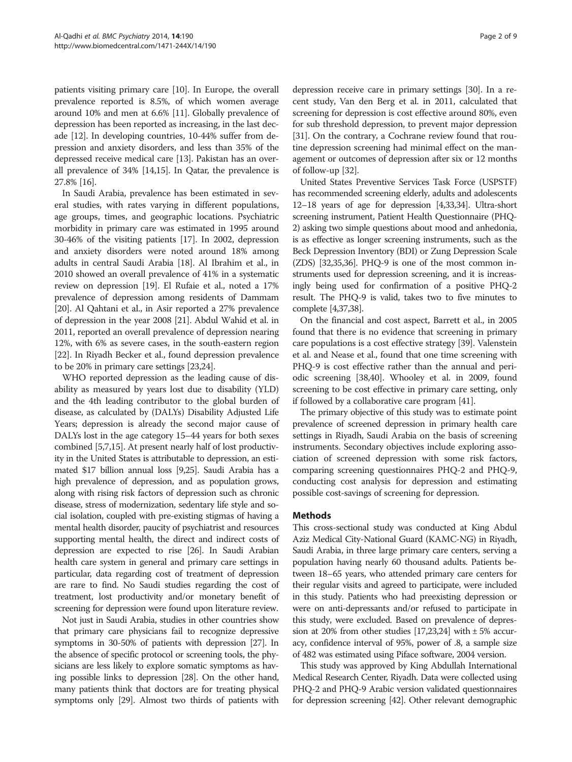patients visiting primary care [10]. In Europe, the overall prevalence reported is 8.5%, of which women average around 10% and men at 6.6% [11]. Globally prevalence of depression has been reported as increasing, in the last decade [12]. In developing countries, 10-44% suffer from depression and anxiety disorders, and less than 35% of the depressed receive medical care [13]. Pakistan has an overall prevalence of 34% [14,15]. In Qatar, the prevalence is 27.8% [16].

In Saudi Arabia, prevalence has been estimated in several studies, with rates varying in different populations, age groups, times, and geographic locations. Psychiatric morbidity in primary care was estimated in 1995 around 30-46% of the visiting patients [17]. In 2002, depression and anxiety disorders were noted around 18% among adults in central Saudi Arabia [18]. Al Ibrahim et al., in 2010 showed an overall prevalence of 41% in a systematic review on depression [19]. El Rufaie et al., noted a 17% prevalence of depression among residents of Dammam [20]. Al Qahtani et al., in Asir reported a 27% prevalence of depression in the year 2008 [21]. Abdul Wahid et al. in 2011, reported an overall prevalence of depression nearing 12%, with 6% as severe cases, in the south-eastern region [22]. In Riyadh Becker et al., found depression prevalence to be 20% in primary care settings [23,24].

WHO reported depression as the leading cause of disability as measured by years lost due to disability (YLD) and the 4th leading contributor to the global burden of disease, as calculated by (DALYs) Disability Adjusted Life Years; depression is already the second major cause of DALYs lost in the age category 15–44 years for both sexes combined [5,7,15]. At present nearly half of lost productivity in the United States is attributable to depression, an estimated $17 billion annual loss [9,25]. Saudi Arabia has a high prevalence of depression, and as population grows, along with rising risk factors of depression such as chronic disease, stress of modernization, sedentary life style and social isolation, coupled with pre-existing stigmas of having a mental health disorder, paucity of psychiatrist and resources supporting mental health, the direct and indirect costs of depression are expected to rise [26]. In Saudi Arabian health care system in general and primary care settings in particular, data regarding cost of treatment of depression are rare to find. No Saudi studies regarding the cost of treatment, lost productivity and/or monetary benefit of screening for depression were found upon literature review.

Not just in Saudi Arabia, studies in other countries show that primary care physicians fail to recognize depressive symptoms in 30-50% of patients with depression [27]. In the absence of specific protocol or screening tools, the physicians are less likely to explore somatic symptoms as having possible links to depression [28]. On the other hand, many patients think that doctors are for treating physical symptoms only [29]. Almost two thirds of patients with depression receive care in primary settings [30]. In a recent study, Van den Berg et al. in 2011, calculated that screening for depression is cost effective around 80%, even for sub threshold depression, to prevent major depression [31]. On the contrary, a Cochrane review found that routine depression screening had minimal effect on the management or outcomes of depression after six or 12 months of follow-up [32].

United States Preventive Services Task Force (USPSTF) has recommended screening elderly, adults and adolescents 12–18 years of age for depression [4,33,34]. Ultra-short screening instrument, Patient Health Questionnaire (PHQ-2) asking two simple questions about mood and anhedonia, is as effective as longer screening instruments, such as the Beck Depression Inventory (BDI) or Zung Depression Scale (ZDS) [32,35,36]. PHQ-9 is one of the most common instruments used for depression screening, and it is increasingly being used for confirmation of a positive PHQ-2 result. The PHQ-9 is valid, takes two to five minutes to complete [4,37,38].

On the financial and cost aspect, Barrett et al., in 2005 found that there is no evidence that screening in primary care populations is a cost effective strategy [39]. Valenstein et al. and Nease et al., found that one time screening with PHQ-9 is cost effective rather than the annual and periodic screening [38,40]. Whooley et al. in 2009, found screening to be cost effective in primary care setting, only if followed by a collaborative care program [41].

The primary objective of this study was to estimate point prevalence of screened depression in primary health care settings in Riyadh, Saudi Arabia on the basis of screening instruments. Secondary objectives include exploring association of screened depression with some risk factors, comparing screening questionnaires PHQ-2 and PHQ-9, conducting cost analysis for depression and estimating possible cost-savings of screening for depression.

## Methods

This cross-sectional study was conducted at King Abdul Aziz Medical City-National Guard (KAMC-NG) in Riyadh, Saudi Arabia, in three large primary care centers, serving a population having nearly 60 thousand adults. Patients between 18–65 years, who attended primary care centers for their regular visits and agreed to participate, were included in this study. Patients who had preexisting depression or were on anti-depressants and/or refused to participate in this study, were excluded. Based on prevalence of depression at 20% from other studies [17,23,24] with ± 5% accuracy, confidence interval of 95%, power of .8, a sample size of 482 was estimated using Piface software, 2004 version.

This study was approved by King Abdullah International Medical Research Center, Riyadh. Data were collected using PHQ-2 and PHQ-9 Arabic version validated questionnaires for depression screening [42]. Other relevant demographic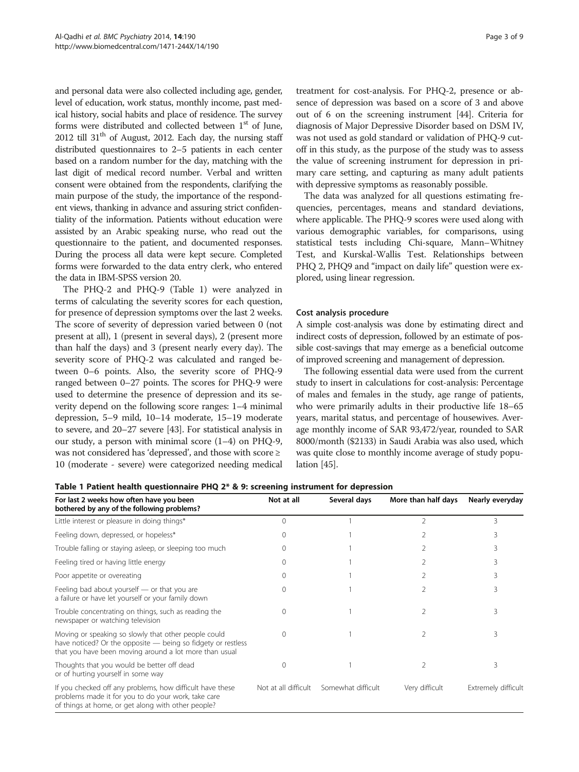and personal data were also collected including age, gender, level of education, work status, monthly income, past medical history, social habits and place of residence. The survey forms were distributed and collected between 1[st] of June, 2012 till 31[th] of August, 2012. Each day, the nursing staff distributed questionnaires to 2–5 patients in each center based on a random number for the day, matching with the last digit of medical record number. Verbal and written consent were obtained from the respondents, clarifying the main purpose of the study, the importance of the respondent views, thanking in advance and assuring strict confidentiality of the information. Patients without education were assisted by an Arabic speaking nurse, who read out the questionnaire to the patient, and documented responses. During the process all data were kept secure. Completed forms were forwarded to the data entry clerk, who entered the data in IBM-SPSS version 20.

The PHQ-2 and PHQ-9 (Table 1) were analyzed in terms of calculating the severity scores for each question, for presence of depression symptoms over the last 2 weeks. The score of severity of depression varied between 0 (not present at all), 1 (present in several days), 2 (present more than half the days) and 3 (present nearly every day). The severity score of PHQ-2 was calculated and ranged between 0–6 points. Also, the severity score of PHQ-9 ranged between 0–27 points. The scores for PHQ-9 were used to determine the presence of depression and its severity depend on the following score ranges: 1–4 minimal depression, 5–9 mild, 10–14 moderate, 15–19 moderate to severe, and 20–27 severe [43]. For statistical analysis in our study, a person with minimal score (1–4) on PHQ-9, was not considered has 'depressed', and those with score ≥ 10 (moderate - severe) were categorized needing medical treatment for cost-analysis. For PHQ-2, presence or absence of depression was based on a score of 3 and above out of 6 on the screening instrument [44]. Criteria for diagnosis of Major Depressive Disorder based on DSM IV, was not used as gold standard or validation of PHQ-9 cutoff in this study, as the purpose of the study was to assess the value of screening instrument for depression in primary care setting, and capturing as many adult patients with depressive symptoms as reasonably possible.

The data was analyzed for all questions estimating frequencies, percentages, means and standard deviations, where applicable. The PHQ-9 scores were used along with various demographic variables, for comparisons, using statistical tests including Chi-square, Mann–Whitney Test, and Kurskal-Wallis Test. Relationships between PHQ 2, PHQ9 and "impact on daily life" question were explored, using linear regression.

### Cost analysis procedure

A simple cost-analysis was done by estimating direct and indirect costs of depression, followed by an estimate of possible cost-savings that may emerge as a beneficial outcome of improved screening and management of depression.

The following essential data were used from the current study to insert in calculations for cost-analysis: Percentage of males and females in the study, age range of patients, who were primarily adults in their productive life 18–65 years, marital status, and percentage of housewives. Average monthly income of SAR 93,472/year, rounded to SAR 8000/month ($2133) in Saudi Arabia was also used, which was quite close to monthly income average of study population [45].

**Table 1 Patient health questionnaire PHQ 2* & 9: screening instrument for depression**

| For last 2 weeks how often have you been bothered by any of the following problems? | Not at all | Several days | More than half days | Nearly everyday |
|---|---|---|---|---|
| Little interest or pleasure in doing things* | 0 | 1 | 2 | 3 |
| Feeling down, depressed, or hopeless* | 0 | 1 | 2 | 3 |
| Trouble falling or staying asleep, or sleeping too much | 0 | 1 | 2 | 3 |
| Feeling tired or having little energy | 0 | 1 | 2 | 3 |
| Poor appetite or overeating | 0 | 1 | 2 | 3 |
| Feeling bad about yourself — or that you are a failure or have let yourself or your family down | 0 | 1 | 2 | 3 |
| Trouble concentrating on things, such as reading the newspaper or watching television | 0 | 1 | 2 | 3 |
| Moving or speaking so slowly that other people could have noticed? Or the opposite — being so fidgety or restless that you have been moving around a lot more than usual | 0 | 1 | 2 | 3 |
| Thoughts that you would be better off dead or of hurting yourself in some way | 0 | 1 | 2 | 3 |
| If you checked off any problems, how difficult have these problems made it for you to do your work, take care of things at home, or get along with other people? | Not at all difficult | Somewhat difficult | Very difficult | Extremely difficult |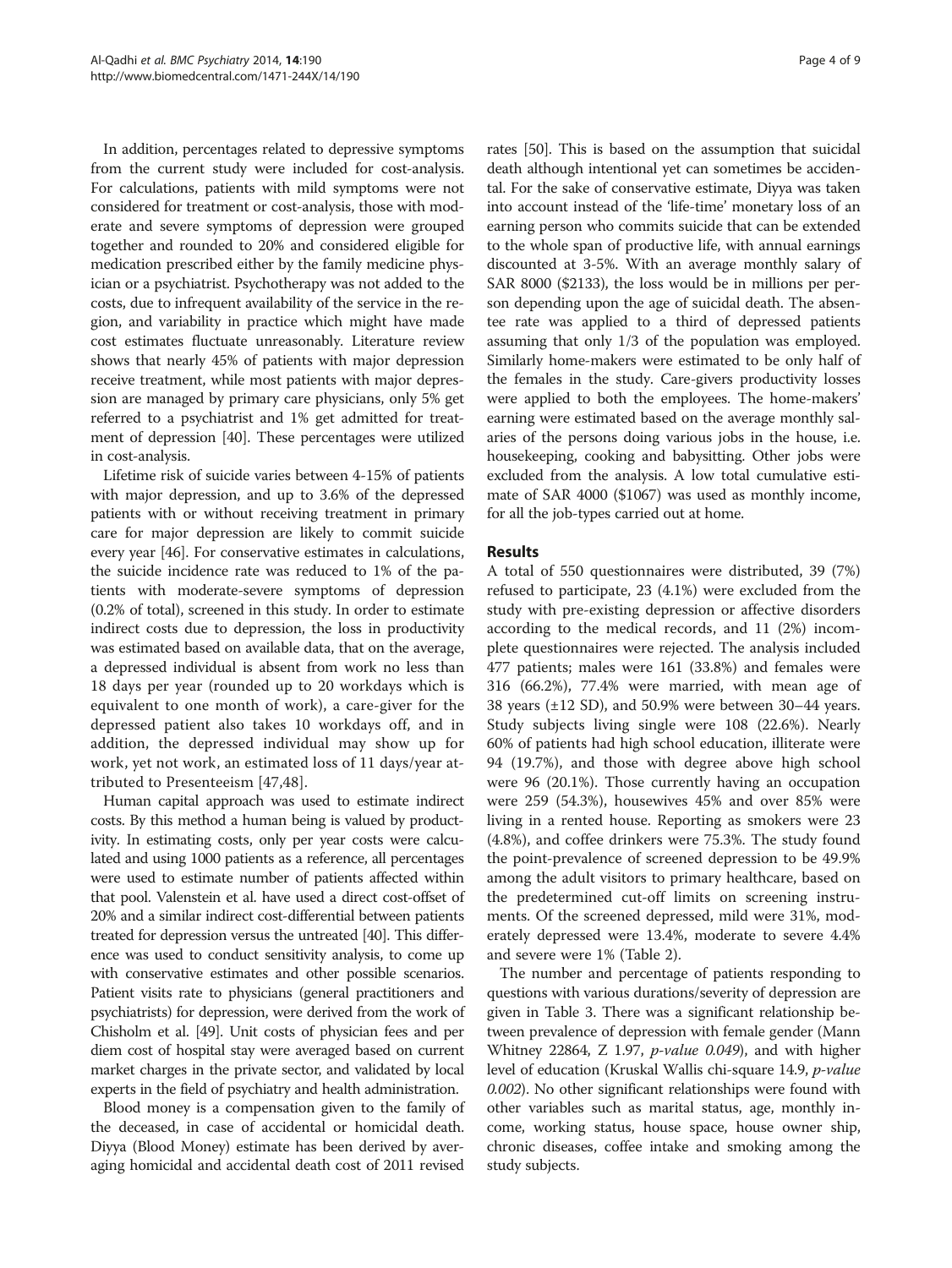In addition, percentages related to depressive symptoms from the current study were included for cost-analysis. For calculations, patients with mild symptoms were not considered for treatment or cost-analysis, those with moderate and severe symptoms of depression were grouped together and rounded to 20% and considered eligible for medication prescribed either by the family medicine physician or a psychiatrist. Psychotherapy was not added to the costs, due to infrequent availability of the service in the region, and variability in practice which might have made cost estimates fluctuate unreasonably. Literature review shows that nearly 45% of patients with major depression receive treatment, while most patients with major depression are managed by primary care physicians, only 5% get referred to a psychiatrist and 1% get admitted for treatment of depression [40]. These percentages were utilized in cost-analysis.

Lifetime risk of suicide varies between 4-15% of patients with major depression, and up to 3.6% of the depressed patients with or without receiving treatment in primary care for major depression are likely to commit suicide every year [46]. For conservative estimates in calculations, the suicide incidence rate was reduced to 1% of the patients with moderate-severe symptoms of depression (0.2% of total), screened in this study. In order to estimate indirect costs due to depression, the loss in productivity was estimated based on available data, that on the average, a depressed individual is absent from work no less than 18 days per year (rounded up to 20 workdays which is equivalent to one month of work), a care-giver for the depressed patient also takes 10 workdays off, and in addition, the depressed individual may show up for work, yet not work, an estimated loss of 11 days/year attributed to Presenteeism [47,48].

Human capital approach was used to estimate indirect costs. By this method a human being is valued by productivity. In estimating costs, only per year costs were calculated and using 1000 patients as a reference, all percentages were used to estimate number of patients affected within that pool. Valenstein et al. have used a direct cost-offset of 20% and a similar indirect cost-differential between patients treated for depression versus the untreated [40]. This difference was used to conduct sensitivity analysis, to come up with conservative estimates and other possible scenarios. Patient visits rate to physicians (general practitioners and psychiatrists) for depression, were derived from the work of Chisholm et al. [49]. Unit costs of physician fees and per diem cost of hospital stay were averaged based on current market charges in the private sector, and validated by local experts in the field of psychiatry and health administration.

Blood money is a compensation given to the family of the deceased, in case of accidental or homicidal death. Diyya (Blood Money) estimate has been derived by averaging homicidal and accidental death cost of 2011 revised rates [50]. This is based on the assumption that suicidal death although intentional yet can sometimes be accidental. For the sake of conservative estimate, Diyya was taken into account instead of the 'life-time' monetary loss of an earning person who commits suicide that can be extended to the whole span of productive life, with annual earnings discounted at 3-5%. With an average monthly salary of SAR 8000 ($2133), the loss would be in millions per person depending upon the age of suicidal death. The absentee rate was applied to a third of depressed patients assuming that only 1/3 of the population was employed. Similarly home-makers were estimated to be only half of the females in the study. Care-givers productivity losses were applied to both the employees. The home-makers' earning were estimated based on the average monthly salaries of the persons doing various jobs in the house, i.e. housekeeping, cooking and babysitting. Other jobs were excluded from the analysis. A low total cumulative estimate of SAR 4000 ($1067) was used as monthly income, for all the job-types carried out at home.

## Results

A total of 550 questionnaires were distributed, 39 (7%) refused to participate, 23 (4.1%) were excluded from the study with pre-existing depression or affective disorders according to the medical records, and 11 (2%) incomplete questionnaires were rejected. The analysis included 477 patients; males were 161 (33.8%) and females were 316 (66.2%), 77.4% were married, with mean age of 38 years (±12 SD), and 50.9% were between 30–44 years. Study subjects living single were 108 (22.6%). Nearly 60% of patients had high school education, illiterate were 94 (19.7%), and those with degree above high school were 96 (20.1%). Those currently having an occupation were 259 (54.3%), housewives 45% and over 85% were living in a rented house. Reporting as smokers were 23 (4.8%), and coffee drinkers were 75.3%. The study found the point-prevalence of screened depression to be 49.9% among the adult visitors to primary healthcare, based on the predetermined cut-off limits on screening instruments. Of the screened depressed, mild were 31%, moderately depressed were 13.4%, moderate to severe 4.4% and severe were 1% (Table 2).

The number and percentage of patients responding to questions with various durations/severity of depression are given in Table 3. There was a significant relationship between prevalence of depression with female gender (Mann Whitney 22864, Z 1.97, *p-value 0.049*), and with higher level of education (Kruskal Wallis chi-square 14.9, *p-value 0.002*). No other significant relationships were found with other variables such as marital status, age, monthly income, working status, house space, house owner ship, chronic diseases, coffee intake and smoking among the study subjects.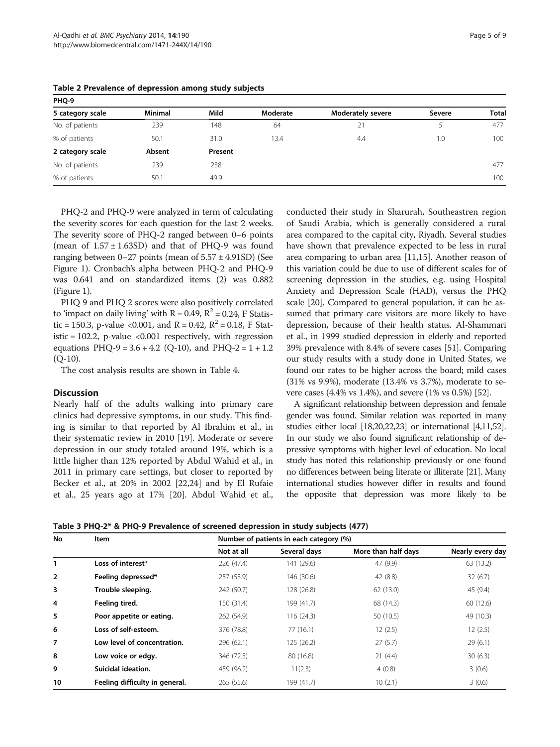**Table 2 Prevalence of depression among study subjects**

| PHQ-9 | | | | | | |
|---|---|---|---|---|---|---|
| **5 category scale** | **Minimal** | **Mild** | **Moderate** | **Moderately severe** | **Severe** | **Total** |
| No. of patients | 239 | 148 | 64 | 21 | 5 | 477 |
| % of patients | 50.1 | 31.0 | 13.4 | 4.4 | 1.0 | 100 |
| **2 category scale** | **Absent** | **Present** | | | | |
| No. of patients | 239 | 238 | | | | 477 |
| % of patients | 50.1 | 49.9 | | | | 100 |

PHQ-2 and PHQ-9 were analyzed in term of calculating the severity scores for each question for the last 2 weeks. The severity score of PHQ-2 ranged between 0–6 points (mean of 1.57 ± 1.63SD) and that of PHQ-9 was found ranging between 0–27 points (mean of 5.57 ± 4.91SD) (See Figure 1). Cronbach's alpha between PHQ-2 and PHQ-9 was 0.641 and on standardized items (2) was 0.882 (Figure 1).

PHQ 9 and PHQ 2 scores were also positively correlated to 'impact on daily living' with R = 0.49, $R^2$ = 0.24, F Statistic = 150.3, p-value <0.001, and R = 0.42, $R^2$ = 0.18, F Statistic = 102.2, p-value <0.001 respectively, with regression equations PHQ-9 = 3.6 + 4.2 (Q-10), and PHQ-2 = 1 + 1.2 (Q-10).

The cost analysis results are shown in Table 4.

## Discussion

Nearly half of the adults walking into primary care clinics had depressive symptoms, in our study. This finding is similar to that reported by Al Ibrahim et al., in their systematic review in 2010 [19]. Moderate or severe depression in our study totaled around 19%, which is a little higher than 12% reported by Abdul Wahid et al., in 2011 in primary care settings, but closer to reported by Becker et al., at 20% in 2002 [22,24] and by El Rufaie et al., 25 years ago at 17% [20]. Abdul Wahid et al., conducted their study in Sharurah, Southeastren region of Saudi Arabia, which is generally considered a rural area compared to the capital city, Riyadh. Several studies have shown that prevalence expected to be less in rural area comparing to urban area [11,15]. Another reason of this variation could be due to use of different scales for of screening depression in the studies, e.g. using Hospital Anxiety and Depression Scale (HAD), versus the PHQ scale [20]. Compared to general population, it can be assumed that primary care visitors are more likely to have depression, because of their health status. Al-Shammari et al., in 1999 studied depression in elderly and reported 39% prevalence with 8.4% of severe cases [51]. Comparing our study results with a study done in United States, we found our rates to be higher across the board; mild cases (31% vs 9.9%), moderate (13.4% vs 3.7%), moderate to severe cases (4.4% vs 1.4%), and severe (1% vs 0.5%) [52].

A significant relationship between depression and female gender was found. Similar relation was reported in many studies either local [18,20,22,23] or international [4,11,52]. In our study we also found significant relationship of depressive symptoms with higher level of education. No local study has noted this relationship previously or one found no differences between being literate or illiterate [21]. Many international studies however differ in results and found the opposite that depression was more likely to be

**Table 3 PHQ-2* & PHQ-9 Prevalence of screened depression in study subjects (477)**

| No | Item | Number of patients in each category (%) | | | |
|---|---|---|---|---|---|
| | | Not at all | Several days | More than half days | Nearly every day |
| 1 | **Loss of interest*** | 226 (47.4) | 141 (29.6) | 47 (9.9) | 63 (13.2) |
| 2 | **Feeling depressed*** | 257 (53.9) | 146 (30.6) | 42 (8.8) | 32 (6.7) |
| 3 | **Trouble sleeping.** | 242 (50.7) | 128 (26.8) | 62 (13.0) | 45 (9.4) |
| 4 | **Feeling tired.** | 150 (31.4) | 199 (41.7) | 68 (14.3) | 60 (12.6) |
| 5 | **Poor appetite or eating.** | 262 (54.9) | 116 (24.3) | 50 (10.5) | 49 (10.3) |
| 6 | **Loss of self-esteem.** | 376 (78.8) | 77 (16.1) | 12 (2.5) | 12 (2.5) |
| 7 | **Low level of concentration.** | 296 (62.1) | 125 (26.2) | 27 (5.7) | 29 (6.1) |
| 8 | **Low voice or edgy.** | 346 (72.5) | 80 (16.8) | 21 (4.4) | 30 (6.3) |
| 9 | **Suicidal ideation.** | 459 (96.2) | 11(2.3) | 4 (0.8) | 3 (0.6) |
| 10 | **Feeling difficulty in general.** | 265 (55.6) | 199 (41.7) | 10 (2.1) | 3 (0.6) |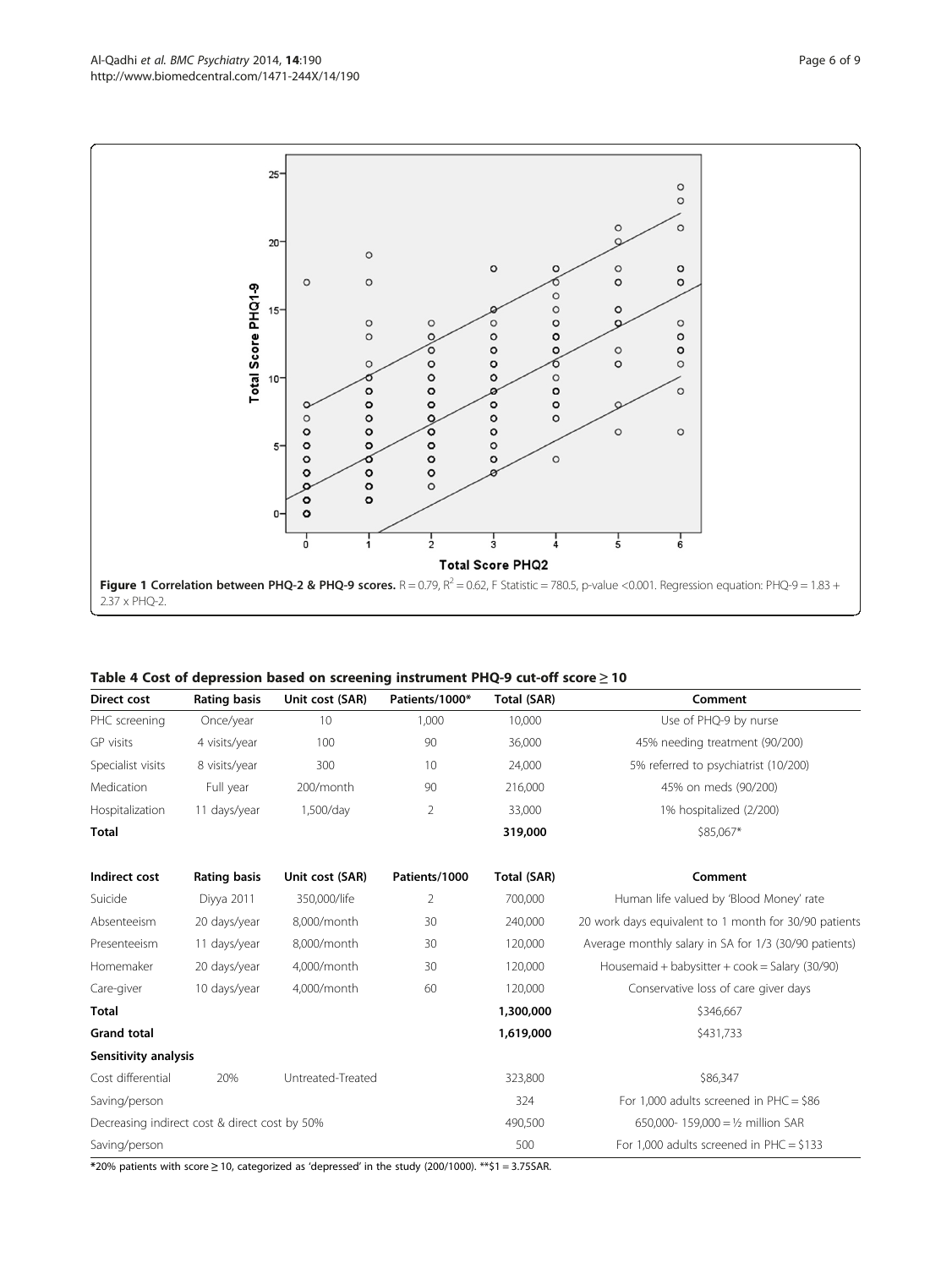**Figure 1 Correlation between PHQ-2 & PHQ-9 scores.** R = 0.79, $R^2$ = 0.62, F Statistic = 780.5, p-value <0.001. Regression equation: PHQ-9 = 1.83 + 2.37 x PHQ-2.

**Table 4 Cost of depression based on screening instrument PHQ-9 cut-off score ≥ 10**

| Direct cost | Rating basis | Unit cost (SAR) | Patients/1000* | Total (SAR) | Comment |
|---|---|---|---|---|---|
| PHC screening | Once/year | 10 | 1,000 | 10,000 | Use of PHQ-9 by nurse |
| GP visits | 4 visits/year | 100 | 90 | 36,000 | 45% needing treatment (90/200) |
| Specialist visits | 8 visits/year | 300 | 10 | 24,000 | 5% referred to psychiatrist (10/200) |
| Medication | Full year | 200/month | 90 | 216,000 | 45% on meds (90/200) |
| Hospitalization | 11 days/year | 1,500/day | 2 | 33,000 | 1% hospitalized (2/200) |
| **Total** | | | | **319,000** | \$85,067* |
| **Indirect cost** | **Rating basis** | **Unit cost (SAR)** | **Patients/1000** | **Total (SAR)** | **Comment** |
| Suicide | Diyya 2011 | 350,000/life | 2 | 700,000 | Human life valued by 'Blood Money' rate |
| Absenteeism | 20 days/year | 8,000/month | 30 | 240,000 | 20 work days equivalent to 1 month for 30/90 patients |
| Presenteeism | 11 days/year | 8,000/month | 30 | 120,000 | Average monthly salary in SA for 1/3 (30/90 patients) |
| Homemaker | 20 days/year | 4,000/month | 30 | 120,000 | Housemaid + babysitter + cook = Salary (30/90) |
| Care-giver | 10 days/year | 4,000/month | 60 | 120,000 | Conservative loss of care giver days |
| **Total** | | | | **1,300,000** | \$346,667 |
| **Grand total** | | | | **1,619,000** | \$431,733 |
| **Sensitivity analysis** | | | | | |
| Cost differential | 20% | Untreated-Treated | | 323,800 | \$86,347 |
| Saving/person | | | | 324 | For 1,000 adults screened in PHC = \$86 |
| Decreasing indirect cost & direct cost by 50% | | | | 490,500 | 650,000- 159,000 = ½ million SAR |
| Saving/person | | | | 500 | For 1,000 adults screened in PHC = \$133 |

*20% patients with score ≥ 10, categorized as 'depressed' in the study (200/1000). **\$1 = 3.75SAR.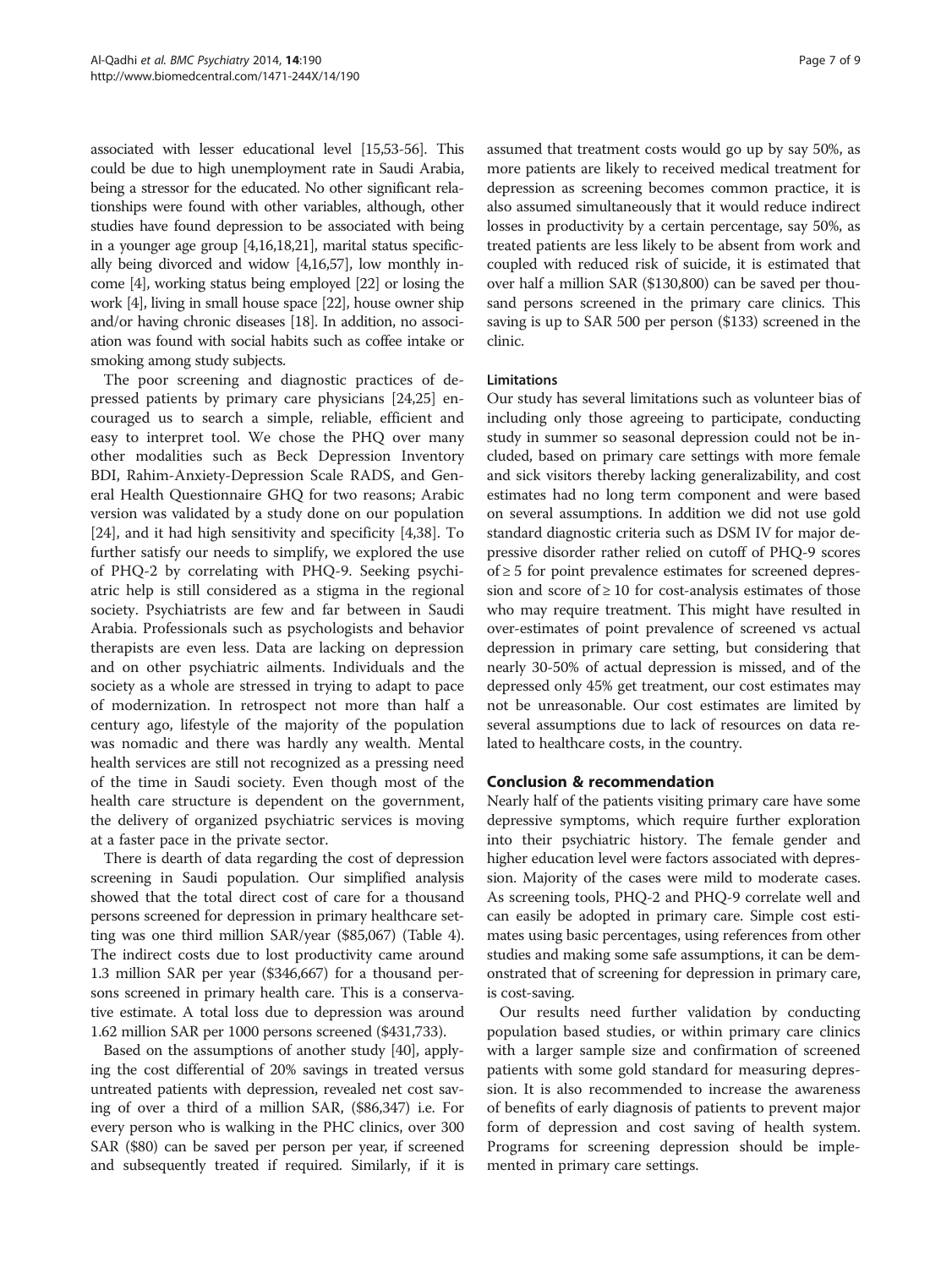associated with lesser educational level [15,53-56]. This could be due to high unemployment rate in Saudi Arabia, being a stressor for the educated. No other significant relationships were found with other variables, although, other studies have found depression to be associated with being in a younger age group [4,16,18,21], marital status specifically being divorced and widow [4,16,57], low monthly income [4], working status being employed [22] or losing the work [4], living in small house space [22], house owner ship and/or having chronic diseases [18]. In addition, no association was found with social habits such as coffee intake or smoking among study subjects.

The poor screening and diagnostic practices of depressed patients by primary care physicians [24,25] encouraged us to search a simple, reliable, efficient and easy to interpret tool. We chose the PHQ over many other modalities such as Beck Depression Inventory BDI, Rahim-Anxiety-Depression Scale RADS, and General Health Questionnaire GHQ for two reasons; Arabic version was validated by a study done on our population [24], and it had high sensitivity and specificity [4,38]. To further satisfy our needs to simplify, we explored the use of PHQ-2 by correlating with PHQ-9. Seeking psychiatric help is still considered as a stigma in the regional society. Psychiatrists are few and far between in Saudi Arabia. Professionals such as psychologists and behavior therapists are even less. Data are lacking on depression and on other psychiatric ailments. Individuals and the society as a whole are stressed in trying to adapt to pace of modernization. In retrospect not more than half a century ago, lifestyle of the majority of the population was nomadic and there was hardly any wealth. Mental health services are still not recognized as a pressing need of the time in Saudi society. Even though most of the health care structure is dependent on the government, the delivery of organized psychiatric services is moving at a faster pace in the private sector.

There is dearth of data regarding the cost of depression screening in Saudi population. Our simplified analysis showed that the total direct cost of care for a thousand persons screened for depression in primary healthcare setting was one third million SAR/year ($85,067) (Table 4). The indirect costs due to lost productivity came around 1.3 million SAR per year ($346,667) for a thousand persons screened in primary health care. This is a conservative estimate. A total loss due to depression was around 1.62 million SAR per 1000 persons screened ($431,733).

Based on the assumptions of another study [40], applying the cost differential of 20% savings in treated versus untreated patients with depression, revealed net cost saving of over a third of a million SAR, ($86,347) i.e. For every person who is walking in the PHC clinics, over 300 SAR ($80) can be saved per person per year, if screened and subsequently treated if required. Similarly, if it is assumed that treatment costs would go up by say 50%, as more patients are likely to received medical treatment for depression as screening becomes common practice, it is also assumed simultaneously that it would reduce indirect losses in productivity by a certain percentage, say 50%, as treated patients are less likely to be absent from work and coupled with reduced risk of suicide, it is estimated that over half a million SAR ($130,800) can be saved per thousand persons screened in the primary care clinics. This saving is up to SAR 500 per person ($133) screened in the clinic.

#### Limitations

Our study has several limitations such as volunteer bias of including only those agreeing to participate, conducting study in summer so seasonal depression could not be included, based on primary care settings with more female and sick visitors thereby lacking generalizability, and cost estimates had no long term component and were based on several assumptions. In addition we did not use gold standard diagnostic criteria such as DSM IV for major depressive disorder rather relied on cutoff of PHQ-9 scores of ≥ 5 for point prevalence estimates for screened depression and score of ≥ 10 for cost-analysis estimates of those who may require treatment. This might have resulted in over-estimates of point prevalence of screened vs actual depression in primary care setting, but considering that nearly 30-50% of actual depression is missed, and of the depressed only 45% get treatment, our cost estimates may not be unreasonable. Our cost estimates are limited by several assumptions due to lack of resources on data related to healthcare costs, in the country.

## Conclusion & recommendation

Nearly half of the patients visiting primary care have some depressive symptoms, which require further exploration into their psychiatric history. The female gender and higher education level were factors associated with depression. Majority of the cases were mild to moderate cases. As screening tools, PHQ-2 and PHQ-9 correlate well and can easily be adopted in primary care. Simple cost estimates using basic percentages, using references from other studies and making some safe assumptions, it can be demonstrated that of screening for depression in primary care, is cost-saving.

Our results need further validation by conducting population based studies, or within primary care clinics with a larger sample size and confirmation of screened patients with some gold standard for measuring depression. It is also recommended to increase the awareness of benefits of early diagnosis of patients to prevent major form of depression and cost saving of health system. Programs for screening depression should be implemented in primary care settings.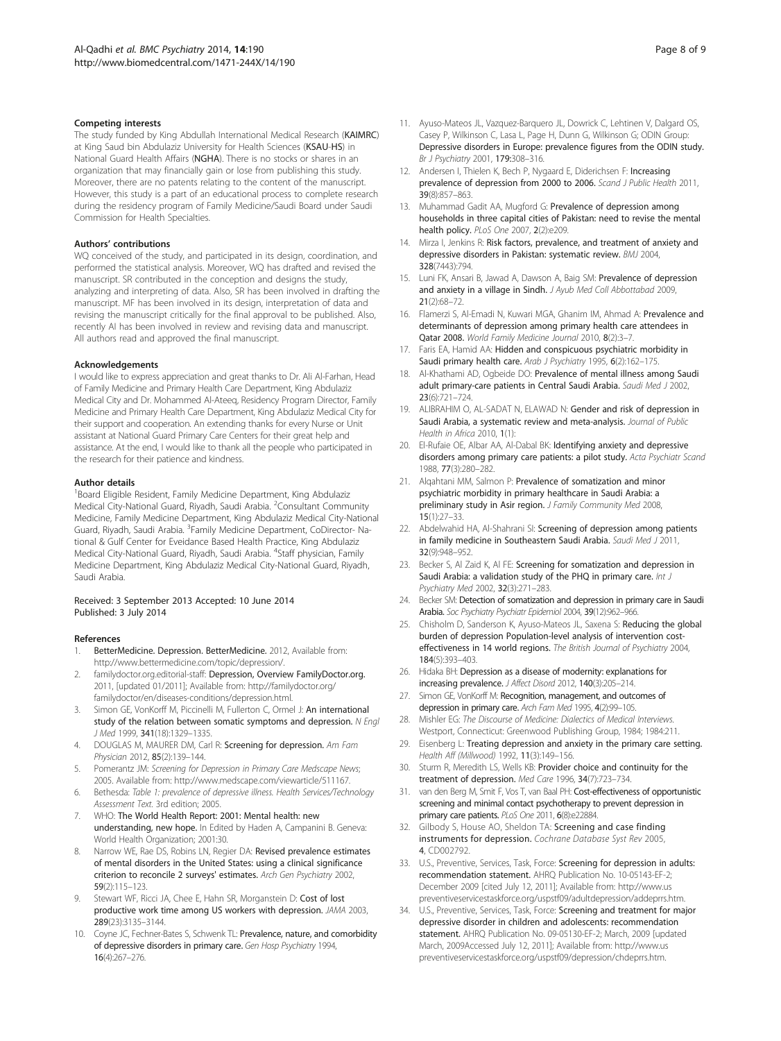#### Competing interests

The study funded by King Abdullah International Medical Research (KAIMRC) at King Saud bin Abdulaziz University for Health Sciences (KSAU-HS) in National Guard Health Affairs (NGHA). There is no stocks or shares in an organization that may financially gain or lose from publishing this study. Moreover, there are no patents relating to the content of the manuscript. However, this study is a part of an educational process to complete research during the residency program of Family Medicine/Saudi Board under Saudi Commission for Health Specialties.

#### Authors' contributions

WQ conceived of the study, and participated in its design, coordination, and performed the statistical analysis. Moreover, WQ has drafted and revised the manuscript. SR contributed in the conception and designs the study, analyzing and interpreting of data. Also, SR has been involved in drafting the manuscript. MF has been involved in its design, interpretation of data and revising the manuscript critically for the final approval to be published. Also, recently AI has been involved in review and revising data and manuscript. All authors read and approved the final manuscript.

#### Acknowledgements

I would like to express appreciation and great thanks to Dr. Ali Al-Farhan, Head of Family Medicine and Primary Health Care Department, King Abdulaziz Medical City and Dr. Mohammed Al-Ateeq, Residency Program Director, Family Medicine and Primary Health Care Department, King Abdulaziz Medical City for their support and cooperation. An extending thanks for every Nurse or Unit assistant at National Guard Primary Care Centers for their great help and assistance. At the end, I would like to thank all the people who participated in the research for their patience and kindness.

#### Author details

[1]Board Eligible Resident, Family Medicine Department, King Abdulaziz Medical City-National Guard, Riyadh, Saudi Arabia. [2]Consultant Community Medicine, Family Medicine Department, King Abdulaziz Medical City-National Guard, Riyadh, Saudi Arabia. [3]Family Medicine Department, CoDirector- National & Gulf Center for Eveidance Based Health Practice, King Abdulaziz Medical City-National Guard, Riyadh, Saudi Arabia. [4]Staff physician, Family Medicine Department, King Abdulaziz Medical City-National Guard, Riyadh, Saudi Arabia.

Received: 3 September 2013 Accepted: 10 June 2014
Published: 3 July 2014

#### References

1. BetterMedicine. Depression. BetterMedicine. 2012, Available from: http://www.bettermedicine.com/topic/depression/.
2. familydoctor.org.editorial-staff: Depression, Overview FamilyDoctor.org. 2011, [updated 01/2011]; Available from: http://familydoctor.org/familydoctor/en/diseases-conditions/depression.html.
3. Simon GE, VonKorff M, Piccinelli M, Fullerton C, Ormel J: An international study of the relation between somatic symptoms and depression. *N Engl J Med* 1999, 341(18):1329–1335.
4. DOUGLAS M, MAURER DM, Carl R: Screening for depression. *Am Fam Physician* 2012, 85(2):139–144.
5. Pomerantz JM: *Screening for Depression in Primary Care Medscape News*; 2005. Available from: http://www.medscape.com/viewarticle/511167.
6. Bethesda: *Table 1: prevalence of depressive illness. Health Services/Technology Assessment Text*. 3rd edition; 2005.
7. WHO: The World Health Report: 2001: Mental health: new understanding, new hope. In Edited by Haden A, Campanini B. Geneva: World Health Organization; 2001:30.
8. Narrow WE, Rae DS, Robins LN, Regier DA: Revised prevalence estimates of mental disorders in the United States: using a clinical significance criterion to reconcile 2 surveys' estimates. *Arch Gen Psychiatry* 2002, 59(2):115–123.
9. Stewart WF, Ricci JA, Chee E, Hahn SR, Morganstein D: Cost of lost productive work time among US workers with depression. *JAMA* 2003, 289(23):3135–3144.
10. Coyne JC, Fechner-Bates S, Schwenk TL: Prevalence, nature, and comorbidity of depressive disorders in primary care. *Gen Hosp Psychiatry* 1994, 16(4):267–276.
11. Ayuso-Mateos JL, Vazquez-Barquero JL, Dowrick C, Lehtinen V, Dalgard OS, Casey P, Wilkinson C, Lasa L, Page H, Dunn G, Wilkinson G; ODIN Group: Depressive disorders in Europe: prevalence figures from the ODIN study. *Br J Psychiatry* 2001, 179:308–316.
12. Andersen I, Thielen K, Bech P, Nygaard E, Diderichsen F: Increasing prevalence of depression from 2000 to 2006. *Scand J Public Health* 2011, 39(8):857–863.
13. Muhammad Gadit AA, Mugford G: Prevalence of depression among households in three capital cities of Pakistan: need to revise the mental health policy. *PLoS One* 2007, 2(2):e209.
14. Mirza I, Jenkins R: Risk factors, prevalence, and treatment of anxiety and depressive disorders in Pakistan: systematic review. *BMJ* 2004, 328(7443):794.
15. Luni FK, Ansari B, Jawad A, Dawson A, Baig SM: Prevalence of depression and anxiety in a village in Sindh. *J Ayub Med Coll Abbottabad* 2009, 21(2):68–72.
16. Flamerzi S, Al-Emadi N, Kuwari MGA, Ghanim IM, Ahmad A: Prevalence and determinants of depression among primary health care attendees in Qatar 2008. *World Family Medicine Journal* 2010, 8(2):3–7.
17. Faris EA, Hamid AA: Hidden and conspicuous psychiatric morbidity in Saudi primary health care. *Arab J Psychiatry* 1995, 6(2):162–175.
18. Al-Khathami AD, Ogbeide DO: Prevalence of mental illness among Saudi adult primary-care patients in Central Saudi Arabia. *Saudi Med J* 2002, 23(6):721–724.
19. ALIBRAHIM O, AL-SADAT N, ELAWAD N: Gender and risk of depression in Saudi Arabia, a systematic review and meta-analysis. *Journal of Public Health in Africa* 2010, 1(1):
20. El-Rufaie OE, Albar AA, Al-Dabal BK: Identifying anxiety and depressive disorders among primary care patients: a pilot study. *Acta Psychiatr Scand* 1988, 77(3):280–282.
21. Alqahtani MM, Salmon P: Prevalence of somatization and minor psychiatric morbidity in primary healthcare in Saudi Arabia: a preliminary study in Asir region. *J Family Community Med* 2008, 15(1):27–33.
22. Abdelwahid HA, Al-Shahrani SI: Screening of depression among patients in family medicine in Southeastern Saudi Arabia. *Saudi Med J* 2011, 32(9):948–952.
23. Becker S, Al Zaid K, Al FE: Screening for somatization and depression in Saudi Arabia: a validation study of the PHQ in primary care. *Int J Psychiatry Med* 2002, 32(3):271–283.
24. Becker SM: Detection of somatization and depression in primary care in Saudi Arabia. *Soc Psychiatry Psychiatr Epidemiol* 2004, 39(12):962–966.
25. Chisholm D, Sanderson K, Ayuso-Mateos JL, Saxena S: Reducing the global burden of depression Population-level analysis of intervention cost-effectiveness in 14 world regions. *The British Journal of Psychiatry* 2004, 184(5):393–403.
26. Hidaka BH: Depression as a disease of modernity: explanations for increasing prevalence. *J Affect Disord* 2012, 140(3):205–214.
27. Simon GE, VonKorff M: Recognition, management, and outcomes of depression in primary care. *Arch Fam Med* 1995, 4(2):99–105.
28. Mishler EG: *The Discourse of Medicine: Dialectics of Medical Interviews*. Westport, Connecticut: Greenwood Publishing Group, 1984; 1984:211.
29. Eisenberg L: Treating depression and anxiety in the primary care setting. *Health Aff (Millwood)* 1992, 11(3):149–156.
30. Sturm R, Meredith LS, Wells KB: Provider choice and continuity for the treatment of depression. *Med Care* 1996, 34(7):723–734.
31. van den Berg M, Smit F, Vos T, van Baal PH: Cost-effectiveness of opportunistic screening and minimal contact psychotherapy to prevent depression in primary care patients. *PLoS One* 2011, 6(8):e22884.
32. Gilbody S, House AO, Sheldon TA: Screening and case finding instruments for depression. *Cochrane Database Syst Rev* 2005, 4, CD002792.
33. U.S., Preventive, Services, Task, Force: Screening for depression in adults: recommendation statement. AHRQ Publication No. 10-05143-EF-2; December 2009 [cited July 12, 2011]; Available from: http://www.uspreventiveservicestaskforce.org/uspstf09/adultdepression/addeprrs.htm.
34. U.S., Preventive, Services, Task, Force: Screening and treatment for major depressive disorder in children and adolescents: recommendation statement. AHRQ Publication No. 09-05130-EF-2; March, 2009 [updated March, 2009Accessed July 12, 2011]; Available from: http://www.uspreventiveservicestaskforce.org/uspstf09/depression/chdeprrs.htm.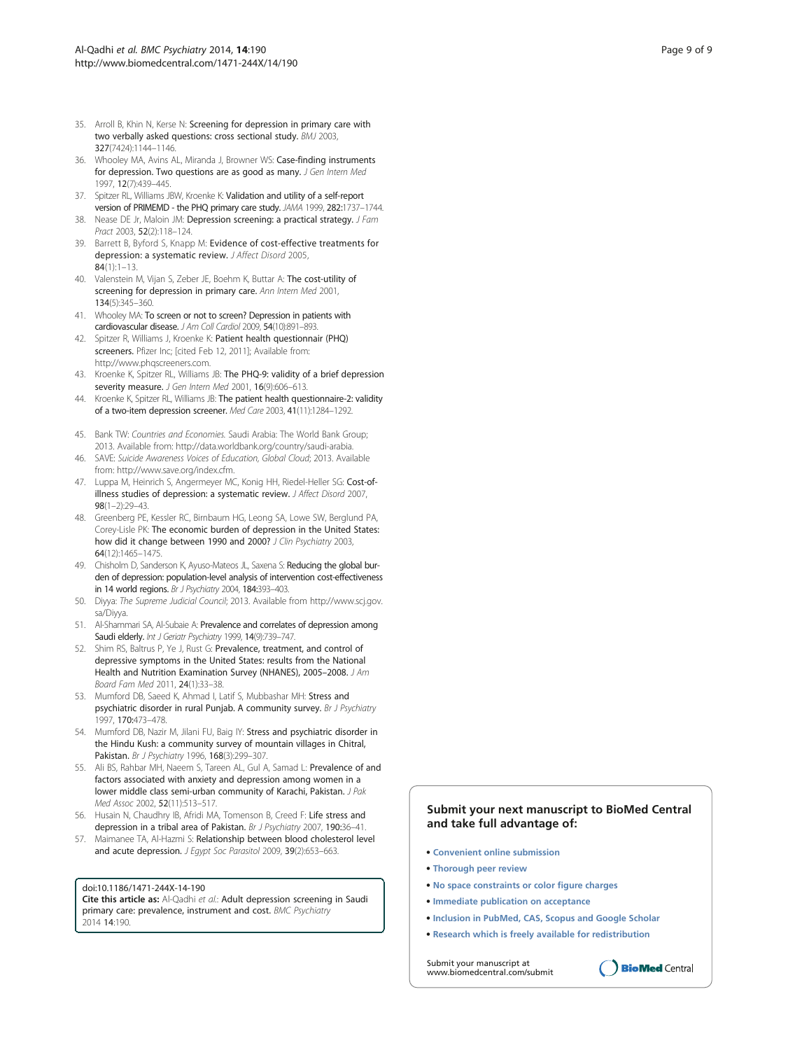35. Arroll B, Khin N, Kerse N: **Screening for depression in primary care with two verbally asked questions: cross sectional study.** *BMJ* 2003, **327**(7424):1144–1146.
36. Whooley MA, Avins AL, Miranda J, Browner WS: **Case-finding instruments for depression. Two questions are as good as many.** *J Gen Intern Med* 1997, **12**(7):439–445.
37. Spitzer RL, Williams JBW, Kroenke K: **Validation and utility of a self-report version of PRIMEMD - the PHQ primary care study.** *JAMA* 1999, **282**:1737–1744.
38. Nease DE Jr, Maloin JM: **Depression screening: a practical strategy.** *J Fam Pract* 2003, **52**(2):118–124.
39. Barrett B, Byford S, Knapp M: **Evidence of cost-effective treatments for depression: a systematic review.** *J Affect Disord* 2005, **84**(1):1–13.
40. Valenstein M, Vijan S, Zeber JE, Boehm K, Buttar A: **The cost-utility of screening for depression in primary care.** *Ann Intern Med* 2001, **134**(5):345–360.
41. Whooley MA: **To screen or not to screen? Depression in patients with cardiovascular disease.** *J Am Coll Cardiol* 2009, **54**(10):891–893.
42. Spitzer R, Williams J, Kroenke K: **Patient health questionnair (PHQ) screeners.** Pfizer Inc; [cited Feb 12, 2011]; Available from: http://www.phqscreeners.com.
43. Kroenke K, Spitzer RL, Williams JB: **The PHQ-9: validity of a brief depression severity measure.** *J Gen Intern Med* 2001, **16**(9):606–613.
44. Kroenke K, Spitzer RL, Williams JB: **The patient health questionnaire-2: validity of a two-item depression screener.** *Med Care* 2003, **41**(11):1284–1292.
45. Bank TW: *Countries and Economies.* Saudi Arabia: The World Bank Group; 2013. Available from: http://data.worldbank.org/country/saudi-arabia.
46. SAVE: *Suicide Awareness Voices of Education, Global Cloud*; 2013. Available from: http://www.save.org/index.cfm.
47. Luppa M, Heinrich S, Angermeyer MC, Konig HH, Riedel-Heller SG: **Cost-of-illness studies of depression: a systematic review.** *J Affect Disord* 2007, **98**(1–2):29–43.
48. Greenberg PE, Kessler RC, Birnbaum HG, Leong SA, Lowe SW, Berglund PA, Corey-Lisle PK: **The economic burden of depression in the United States: how did it change between 1990 and 2000?** *J Clin Psychiatry* 2003, **64**(12):1465–1475.
49. Chisholm D, Sanderson K, Ayuso-Mateos JL, Saxena S: **Reducing the global burden of depression: population-level analysis of intervention cost-effectiveness in 14 world regions.** *Br J Psychiatry* 2004, **184**:393–403.
50. Diyya: *The Supreme Judicial Council*; 2013. Available from http://www.scj.gov.sa/Diyya.
51. Al-Shammari SA, Al-Subaie A: **Prevalence and correlates of depression among Saudi elderly.** *Int J Geriatr Psychiatry* 1999, **14**(9):739–747.
52. Shim RS, Baltrus P, Ye J, Rust G: **Prevalence, treatment, and control of depressive symptoms in the United States: results from the National Health and Nutrition Examination Survey (NHANES), 2005–2008.** *J Am Board Fam Med* 2011, **24**(1):33–38.
53. Mumford DB, Saeed K, Ahmad I, Latif S, Mubbashar MH: **Stress and psychiatric disorder in rural Punjab. A community survey.** *Br J Psychiatry* 1997, **170**:473–478.
54. Mumford DB, Nazir M, Jilani FU, Baig IY: **Stress and psychiatric disorder in the Hindu Kush: a community survey of mountain villages in Chitral, Pakistan.** *Br J Psychiatry* 1996, **168**(3):299–307.
55. Ali BS, Rahbar MH, Naeem S, Tareen AL, Gul A, Samad L: **Prevalence of and factors associated with anxiety and depression among women in a lower middle class semi-urban community of Karachi, Pakistan.** *J Pak Med Assoc* 2002, **52**(11):513–517.
56. Husain N, Chaudhry IB, Afridi MA, Tomenson B, Creed F: **Life stress and depression in a tribal area of Pakistan.** *Br J Psychiatry* 2007, **190**:36–41.
57. Maimanee TA, Al-Hazmi S: **Relationship between blood cholesterol level and acute depression.** *J Egypt Soc Parasitol* 2009, **39**(2):653–663.

doi:10.1186/1471-244X-14-190
**Cite this article as:** Al-Qadhi *et al.*: Adult depression screening in Saudi primary care: prevalence, instrument and cost. *BMC Psychiatry* 2014 **14**:190.

**Submit your next manuscript to BioMed Central and take full advantage of:**

- Convenient online submission
- Thorough peer review
- No space constraints or color figure charges
- Immediate publication on acceptance
- Inclusion in PubMed, CAS, Scopus and Google Scholar
- Research which is freely available for redistribution

Submit your manuscript at www.biomedcentral.com/submit

BioMed Central